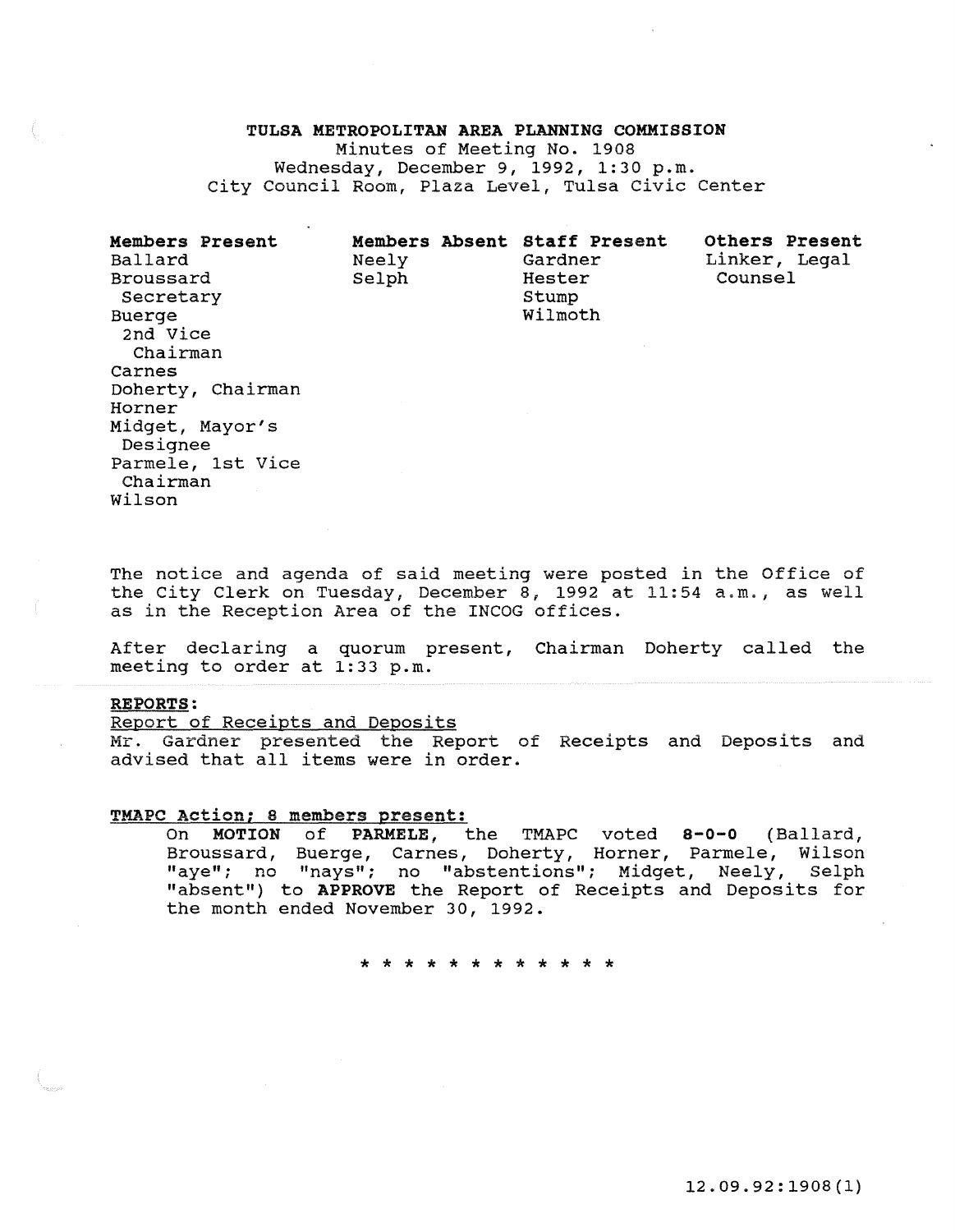**TULSA METROPOLITAN AREA PLANNING COMMISSION**

Minutes of Meeting No. 1908

Wednesday, December 9, 1992, 1:30 p.m.

City Council Room, Plaza Level, Tulsa Civic Center

| Members Present | Members Absent | Staff Present | Others Present |
|---|---|---|---|
| Ballard | Neely | Gardner | Linker, Legal Counsel |
| Broussard Secretary | Selph | Hester | |
| Buerge 2nd Vice Chairman | | Stump | |
| Carnes | | Wilmoth | |
| Doherty, Chairman | | | |
| Horner | | | |
| Midget, Mayor's Designee | | | |
| Parmele, 1st Vice Chairman | | | |
| Wilson | | | |

The notice and agenda of said meeting were posted in the Office of the City Clerk on Tuesday, December 8, 1992 at 11:54 a.m., as well as in the Reception Area of the INCOG offices.

After declaring a quorum present, Chairman Doherty called the meeting to order at 1:33 p.m.

**REPORTS:**

Report of Receipts and Deposits

Mr. Gardner presented the Report of Receipts and Deposits and advised that all items were in order.

**TMAPC Action; 8 members present:**

On **MOTION** of **PARMELE**, the TMAPC voted **8-0-0** (Ballard, Broussard, Buerge, Carnes, Doherty, Horner, Parmele, Wilson "aye"; no "nays"; no "abstentions"; Midget, Neely, Selph "absent") to **APPROVE** the Report of Receipts and Deposits for the month ended November 30, 1992.

\* \* \* \* \* \* \* \* \* \* \* \*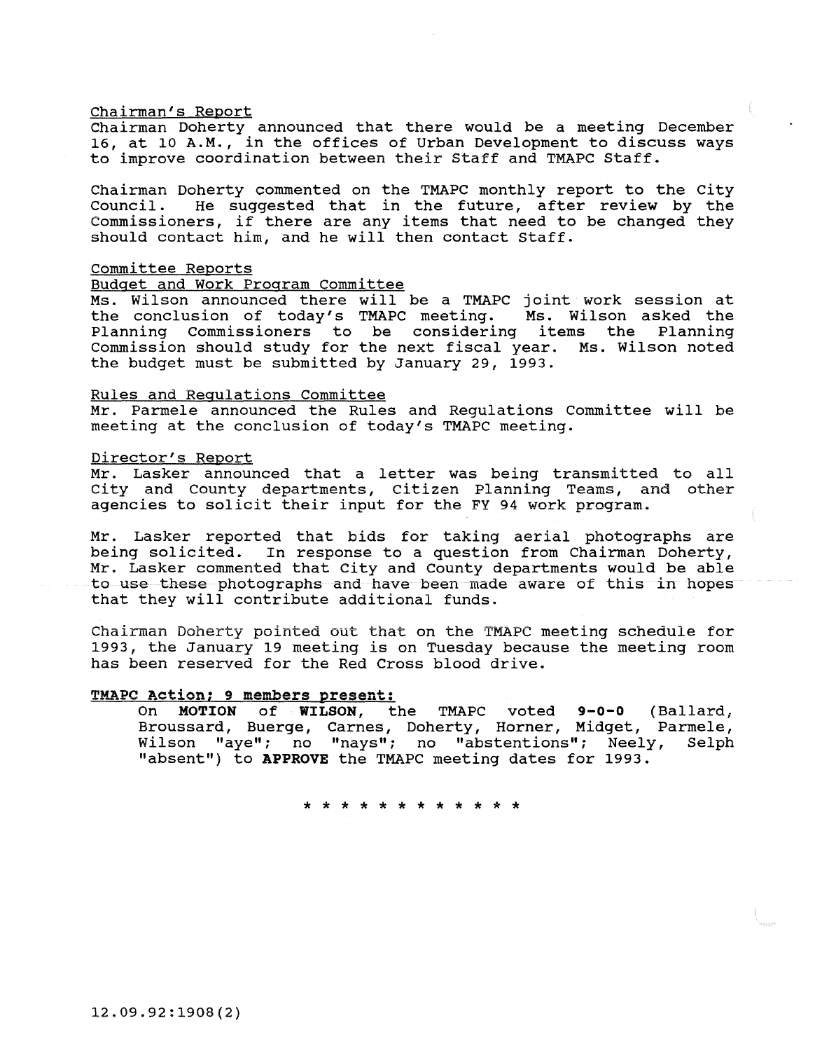Chairman's Report

Chairman Doherty announced that there would be a meeting December 16, at 10 A.M., in the offices of Urban Development to discuss ways to improve coordination between their Staff and TMAPC Staff.

Chairman Doherty commented on the TMAPC monthly report to the City Council. He suggested that in the future, after review by the Commissioners, if there are any items that need to be changed they should contact him, and he will then contact Staff.

Committee Reports

Budget and Work Program Committee

Ms. Wilson announced there will be a TMAPC joint work session at the conclusion of today's TMAPC meeting. Ms. Wilson asked the Planning Commissioners to be considering items the Planning Commission should study for the next fiscal year. Ms. Wilson noted the budget must be submitted by January 29, 1993.

Rules and Regulations Committee

Mr. Parmele announced the Rules and Regulations Committee will be meeting at the conclusion of today's TMAPC meeting.

Director's Report

Mr. Lasker announced that a letter was being transmitted to all City and County departments, Citizen Planning Teams, and other agencies to solicit their input for the FY 94 work program.

Mr. Lasker reported that bids for taking aerial photographs are being solicited. In response to a question from Chairman Doherty, Mr. Lasker commented that City and County departments would be able to use these photographs and have been made aware of this in hopes that they will contribute additional funds.

Chairman Doherty pointed out that on the TMAPC meeting schedule for 1993, the January 19 meeting is on Tuesday because the meeting room has been reserved for the Red Cross blood drive.

**TMAPC Action; 9 members present:**

On **MOTION** of **WILSON**, the TMAPC voted **9-0-0** (Ballard, Broussard, Buerge, Carnes, Doherty, Horner, Midget, Parmele, Wilson "aye"; no "nays"; no "abstentions"; Neely, Selph "absent") to **APPROVE** the TMAPC meeting dates for 1993.

\* \* \* \* \* \* \* \* \* \* \* \*

12.09.92:1908(2)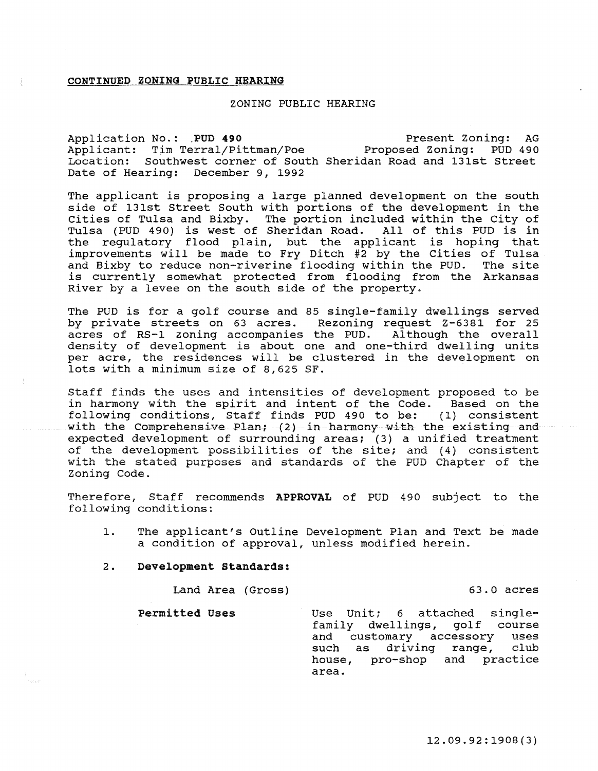**CONTINUED ZONING PUBLIC HEARING**

ZONING PUBLIC HEARING

Application No.: **PUD 490** Present Zoning: AG
Applicant: Tim Terral/Pittman/Poe Proposed Zoning: PUD 490
Location: Southwest corner of South Sheridan Road and 131st Street
Date of Hearing: December 9, 1992

The applicant is proposing a large planned development on the south side of 131st Street South with portions of the development in the Cities of Tulsa and Bixby. The portion included within the City of Tulsa (PUD 490) is west of Sheridan Road. All of this PUD is in the regulatory flood plain, but the applicant is hoping that improvements will be made to Fry Ditch #2 by the Cities of Tulsa and Bixby to reduce non-riverine flooding within the PUD. The site is currently somewhat protected from flooding from the Arkansas River by a levee on the south side of the property.

The PUD is for a golf course and 85 single-family dwellings served by private streets on 63 acres. Rezoning request Z-6381 for 25 acres of RS-1 zoning accompanies the PUD. Although the overall density of development is about one and one-third dwelling units per acre, the residences will be clustered in the development on lots with a minimum size of 8,625 SF.

Staff finds the uses and intensities of development proposed to be in harmony with the spirit and intent of the Code. Based on the following conditions, Staff finds PUD 490 to be: (1) consistent with the Comprehensive Plan; (2) in harmony with the existing and expected development of surrounding areas; (3) a unified treatment of the development possibilities of the site; and (4) consistent with the stated purposes and standards of the PUD Chapter of the Zoning Code.

Therefore, Staff recommends **APPROVAL** of PUD 490 subject to the following conditions:

1. The applicant's Outline Development Plan and Text be made a condition of approval, unless modified herein.

2. **Development Standards:**

   Land Area (Gross) 63.0 acres

   **Permitted Uses** Use Unit; 6 attached single-family dwellings, golf course and customary accessory uses such as driving range, club house, pro-shop and practice area.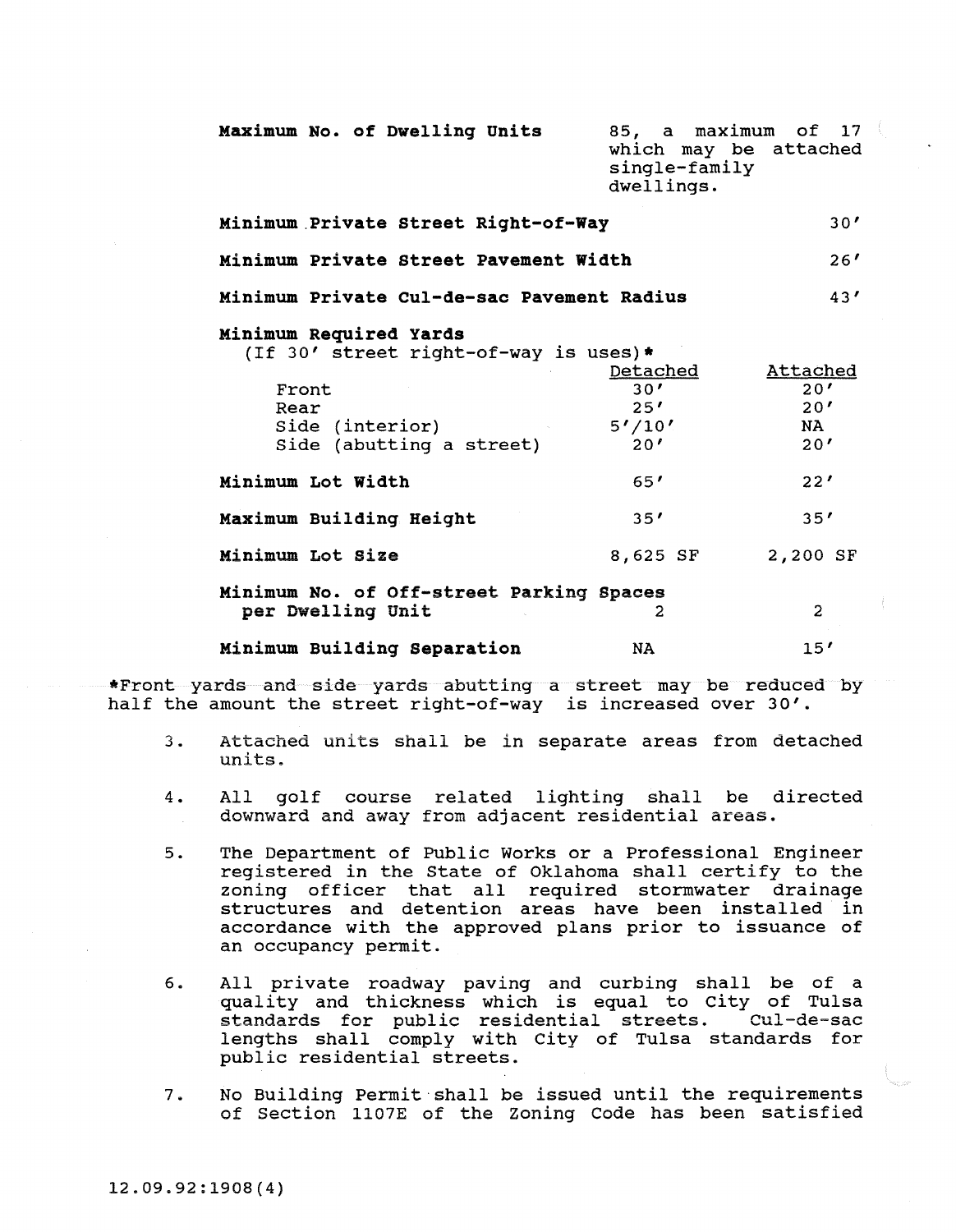| | | |
|---|---|---|
| **Maximum No. of Dwelling Units** | 85, a maximum of 17 which may be attached single-family dwellings. | |
| **Minimum Private Street Right-of-Way** | | 30' |
| **Minimum Private Street Pavement Width** | | 26' |
| **Minimum Private Cul-de-sac Pavement Radius** | | 43' |

| **Minimum Required Yards** (If 30' street right-of-way is uses)* | <u>Detached</u> | <u>Attached</u> |
|---|---|---|
| Front | 30' | 20' |
| Rear | 25' | 20' |
| Side (interior) | 5'/10' | NA |
| Side (abutting a street) | 20' | 20' |
| **Minimum Lot Width** | 65' | 22' |
| **Maximum Building Height** | 35' | 35' |
| **Minimum Lot Size** | 8,625 SF | 2,200 SF |
| **Minimum No. of Off-street Parking Spaces per Dwelling Unit** | 2 | 2 |
| **Minimum Building Separation** | NA | 15' |

*Front yards and side yards abutting a street may be reduced by half the amount the street right-of-way is increased over 30'.

3. Attached units shall be in separate areas from detached units.

4. All golf course related lighting shall be directed downward and away from adjacent residential areas.

5. The Department of Public Works or a Professional Engineer registered in the State of Oklahoma shall certify to the zoning officer that all required stormwater drainage structures and detention areas have been installed in accordance with the approved plans prior to issuance of an occupancy permit.

6. All private roadway paving and curbing shall be of a quality and thickness which is equal to City of Tulsa standards for public residential streets. Cul-de-sac lengths shall comply with City of Tulsa standards for public residential streets.

7. No Building Permit shall be issued until the requirements of Section 1107E of the Zoning Code has been satisfied

12.09.92:1908(4)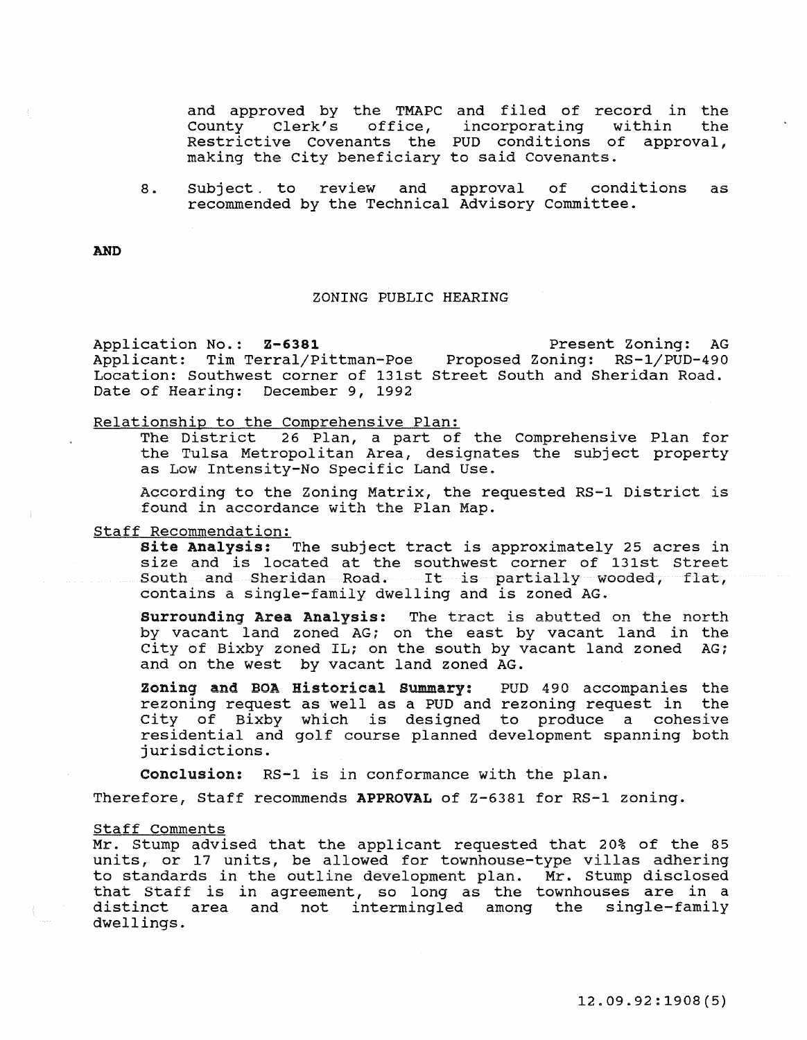and approved by the TMAPC and filed of record in the County Clerk's office, incorporating within the Restrictive Covenants the PUD conditions of approval, making the City beneficiary to said Covenants.

8. Subject to review and approval of conditions as recommended by the Technical Advisory Committee.

**AND**

ZONING PUBLIC HEARING

Application No.: **Z-6381** Present Zoning: AG
Applicant: Tim Terral/Pittman-Poe Proposed Zoning: RS-1/PUD-490
Location: Southwest corner of 131st Street South and Sheridan Road.
Date of Hearing: December 9, 1992

Relationship to the Comprehensive Plan:

The District 26 Plan, a part of the Comprehensive Plan for the Tulsa Metropolitan Area, designates the subject property as Low Intensity-No Specific Land Use.

According to the Zoning Matrix, the requested RS-1 District is found in accordance with the Plan Map.

Staff Recommendation:

**Site Analysis:** The subject tract is approximately 25 acres in size and is located at the southwest corner of 131st Street South and Sheridan Road. It is partially wooded, flat, contains a single-family dwelling and is zoned AG.

**Surrounding Area Analysis:** The tract is abutted on the north by vacant land zoned AG; on the east by vacant land in the City of Bixby zoned IL; on the south by vacant land zoned AG; and on the west by vacant land zoned AG.

**Zoning and BOA Historical Summary:** PUD 490 accompanies the rezoning request as well as a PUD and rezoning request in the City of Bixby which is designed to produce a cohesive residential and golf course planned development spanning both jurisdictions.

**Conclusion:** RS-1 is in conformance with the plan.

Therefore, Staff recommends **APPROVAL** of Z-6381 for RS-1 zoning.

Staff Comments

Mr. Stump advised that the applicant requested that 20% of the 85 units, or 17 units, be allowed for townhouse-type villas adhering to standards in the outline development plan. Mr. Stump disclosed that Staff is in agreement, so long as the townhouses are in a distinct area and not intermingled among the single-family dwellings.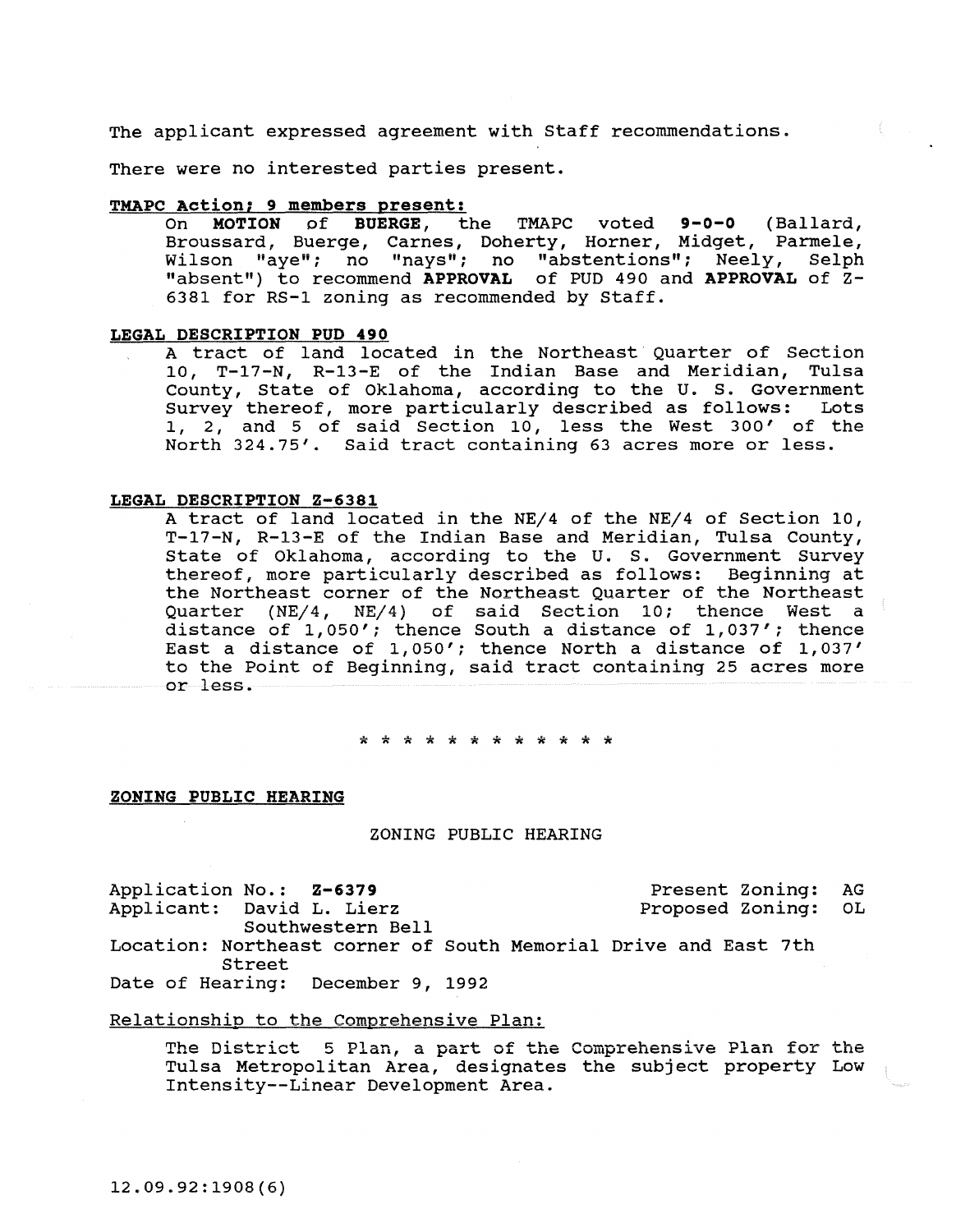The applicant expressed agreement with Staff recommendations.

There were no interested parties present.

**TMAPC Action; 9 members present:**

On **MOTION** of **BUERGE**, the TMAPC voted **9-0-0** (Ballard, Broussard, Buerge, Carnes, Doherty, Horner, Midget, Parmele, Wilson "aye"; no "nays"; no "abstentions"; Neely, Selph "absent") to recommend **APPROVAL** of PUD 490 and **APPROVAL** of Z-6381 for RS-1 zoning as recommended by Staff.

**LEGAL DESCRIPTION PUD 490**

A tract of land located in the Northeast Quarter of Section 10, T-17-N, R-13-E of the Indian Base and Meridian, Tulsa County, State of Oklahoma, according to the U. S. Government Survey thereof, more particularly described as follows: Lots 1, 2, and 5 of said Section 10, less the West 300' of the North 324.75'. Said tract containing 63 acres more or less.

**LEGAL DESCRIPTION Z-6381**

A tract of land located in the NE/4 of the NE/4 of Section 10, T-17-N, R-13-E of the Indian Base and Meridian, Tulsa County, State of Oklahoma, according to the U. S. Government Survey thereof, more particularly described as follows: Beginning at the Northeast corner of the Northeast Quarter of the Northeast Quarter (NE/4, NE/4) of said Section 10; thence West a distance of 1,050'; thence South a distance of 1,037'; thence East a distance of 1,050'; thence North a distance of 1,037' to the Point of Beginning, said tract containing 25 acres more or less.

* * * * * * * * * * * * *

**ZONING PUBLIC HEARING**

ZONING PUBLIC HEARING

Application No.: **Z-6379** Present Zoning: AG
Applicant: David L. Lierz Proposed Zoning: OL
Southwestern Bell
Location: Northeast corner of South Memorial Drive and East 7th Street
Date of Hearing: December 9, 1992

Relationship to the Comprehensive Plan:

The District 5 Plan, a part of the Comprehensive Plan for the Tulsa Metropolitan Area, designates the subject property Low Intensity--Linear Development Area.

12.09.92:1908(6)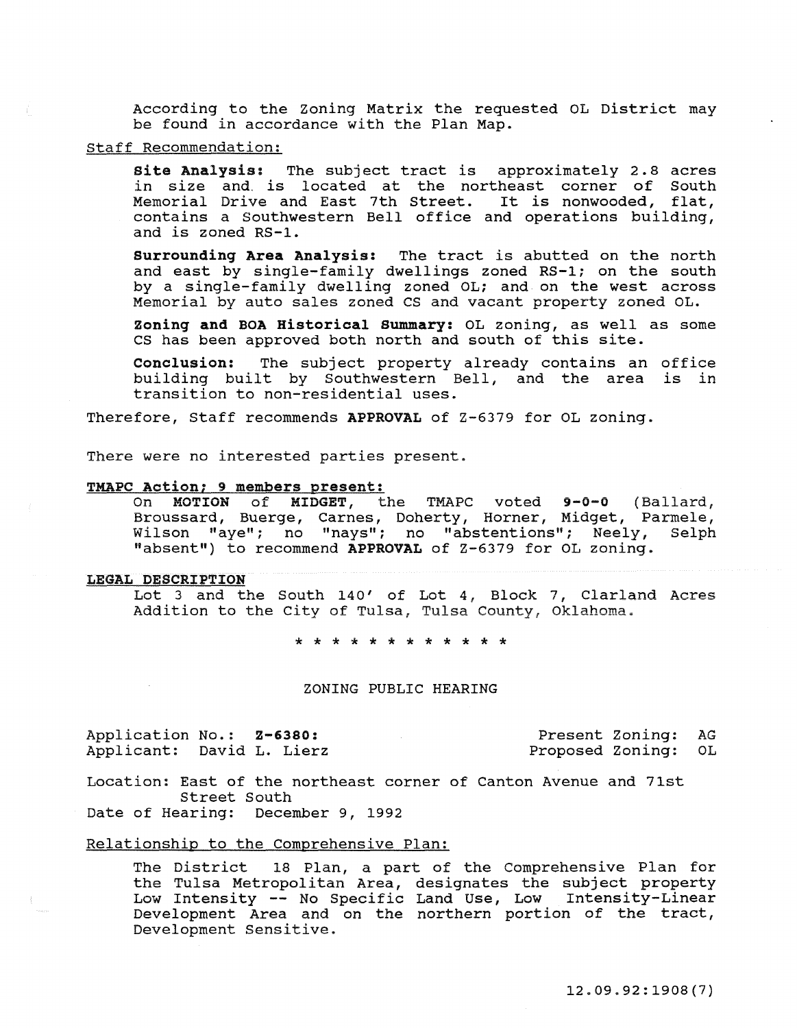According to the Zoning Matrix the requested OL District may be found in accordance with the Plan Map.

Staff Recommendation:

**Site Analysis:** The subject tract is approximately 2.8 acres in size and is located at the northeast corner of South Memorial Drive and East 7th Street. It is nonwooded, flat, contains a Southwestern Bell office and operations building, and is zoned RS-1.

**Surrounding Area Analysis:** The tract is abutted on the north and east by single-family dwellings zoned RS-1; on the south by a single-family dwelling zoned OL; and on the west across Memorial by auto sales zoned CS and vacant property zoned OL.

**Zoning and BOA Historical Summary:** OL zoning, as well as some CS has been approved both north and south of this site.

**Conclusion:** The subject property already contains an office building built by Southwestern Bell, and the area is in transition to non-residential uses.

Therefore, Staff recommends **APPROVAL** of Z-6379 for OL zoning.

There were no interested parties present.

**TMAPC Action; 9 members present:**

On **MOTION** of **MIDGET**, the TMAPC voted **9-0-0** (Ballard, Broussard, Buerge, Carnes, Doherty, Horner, Midget, Parmele, Wilson "aye"; no "nays"; no "abstentions"; Neely, Selph "absent") to recommend **APPROVAL** of Z-6379 for OL zoning.

**LEGAL DESCRIPTION**

Lot 3 and the South 140' of Lot 4, Block 7, Clarland Acres Addition to the City of Tulsa, Tulsa County, Oklahoma.

\* \* \* \* \* \* \* \* \* \* \* \* \*

ZONING PUBLIC HEARING

Application No.: **Z-6380:** Present Zoning: AG
Applicant: David L. Lierz Proposed Zoning: OL

Location: East of the northeast corner of Canton Avenue and 71st Street South
Date of Hearing: December 9, 1992

Relationship to the Comprehensive Plan:

The District 18 Plan, a part of the Comprehensive Plan for the Tulsa Metropolitan Area, designates the subject property Low Intensity -- No Specific Land Use, Low Intensity-Linear Development Area and on the northern portion of the tract, Development Sensitive.

12.09.92:1908(7)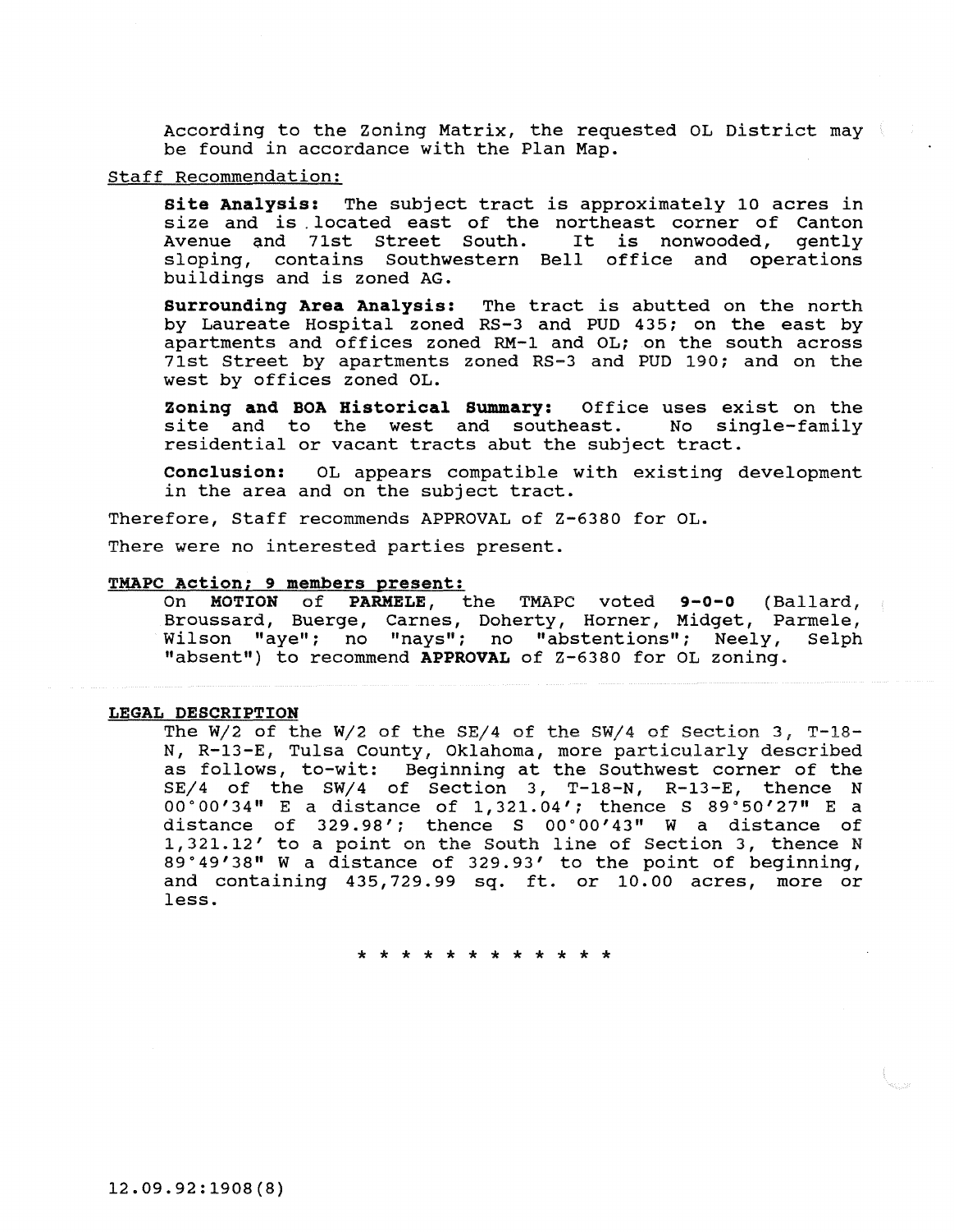According to the Zoning Matrix, the requested OL District may be found in accordance with the Plan Map.

Staff Recommendation:

**Site Analysis:** The subject tract is approximately 10 acres in size and is located east of the northeast corner of Canton Avenue and 71st Street South. It is nonwooded, gently sloping, contains Southwestern Bell office and operations buildings and is zoned AG.

**Surrounding Area Analysis:** The tract is abutted on the north by Laureate Hospital zoned RS-3 and PUD 435; on the east by apartments and offices zoned RM-1 and OL; on the south across 71st Street by apartments zoned RS-3 and PUD 190; and on the west by offices zoned OL.

**Zoning and BOA Historical Summary:** Office uses exist on the site and to the west and southeast. No single-family residential or vacant tracts abut the subject tract.

**Conclusion:** OL appears compatible with existing development in the area and on the subject tract.

Therefore, Staff recommends APPROVAL of Z-6380 for OL.

There were no interested parties present.

**TMAPC Action; 9 members present:**

On **MOTION** of **PARMELE**, the TMAPC voted **9-0-0** (Ballard, Broussard, Buerge, Carnes, Doherty, Horner, Midget, Parmele, Wilson "aye"; no "nays"; no "abstentions"; Neely, Selph "absent") to recommend **APPROVAL** of Z-6380 for OL zoning.

**LEGAL DESCRIPTION**

The W/2 of the W/2 of the SE/4 of the SW/4 of Section 3, T-18-N, R-13-E, Tulsa County, Oklahoma, more particularly described as follows, to-wit: Beginning at the Southwest corner of the SE/4 of the SW/4 of Section 3, T-18-N, R-13-E, thence N 00°00'34" E a distance of 1,321.04'; thence S 89°50'27" E a distance of 329.98'; thence S 00°00'43" W a distance of 1,321.12' to a point on the South line of Section 3, thence N 89°49'38" W a distance of 329.93' to the point of beginning, and containing 435,729.99 sq. ft. or 10.00 acres, more or less.

\* \* \* \* \* \* \* \* \* \* \* \*

12.09.92:1908(8)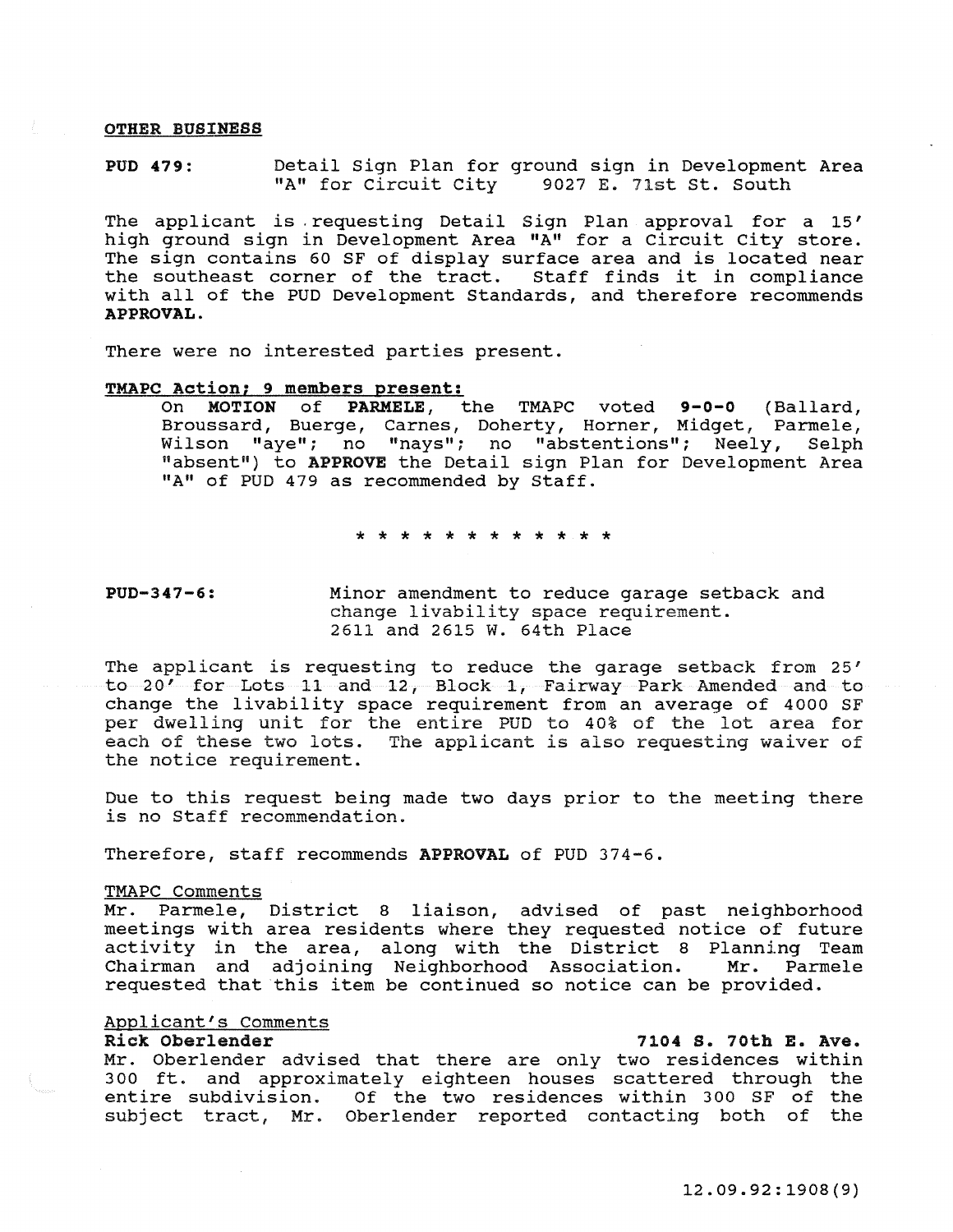**OTHER BUSINESS**

**PUD 479:** Detail Sign Plan for ground sign in Development Area "A" for Circuit City 9027 E. 71st St. South

The applicant is requesting Detail Sign Plan approval for a 15' high ground sign in Development Area "A" for a Circuit City store. The sign contains 60 SF of display surface area and is located near the southeast corner of the tract. Staff finds it in compliance with all of the PUD Development Standards, and therefore recommends **APPROVAL**.

There were no interested parties present.

**TMAPC Action; 9 members present:**

On **MOTION** of **PARMELE**, the TMAPC voted **9-0-0** (Ballard, Broussard, Buerge, Carnes, Doherty, Horner, Midget, Parmele, Wilson "aye"; no "nays"; no "abstentions"; Neely, Selph "absent") to **APPROVE** the Detail sign Plan for Development Area "A" of PUD 479 as recommended by Staff.

\* \* \* \* \* \* \* \* \* \* \* \*

**PUD-347-6:** Minor amendment to reduce garage setback and change livability space requirement. 2611 and 2615 W. 64th Place

The applicant is requesting to reduce the garage setback from 25' to 20' for Lots 11 and 12, Block 1, Fairway Park Amended and to change the livability space requirement from an average of 4000 SF per dwelling unit for the entire PUD to 40% of the lot area for each of these two lots. The applicant is also requesting waiver of the notice requirement.

Due to this request being made two days prior to the meeting there is no Staff recommendation.

Therefore, staff recommends **APPROVAL** of PUD 374-6.

TMAPC Comments

Mr. Parmele, District 8 liaison, advised of past neighborhood meetings with area residents where they requested notice of future activity in the area, along with the District 8 Planning Team Chairman and adjoining Neighborhood Association. Mr. Parmele requested that this item be continued so notice can be provided.

Applicant's Comments

**Rick Oberlender** **7104 S. 70th E. Ave.**

Mr. Oberlender advised that there are only two residences within 300 ft. and approximately eighteen houses scattered through the entire subdivision. Of the two residences within 300 SF of the subject tract, Mr. Oberlender reported contacting both of the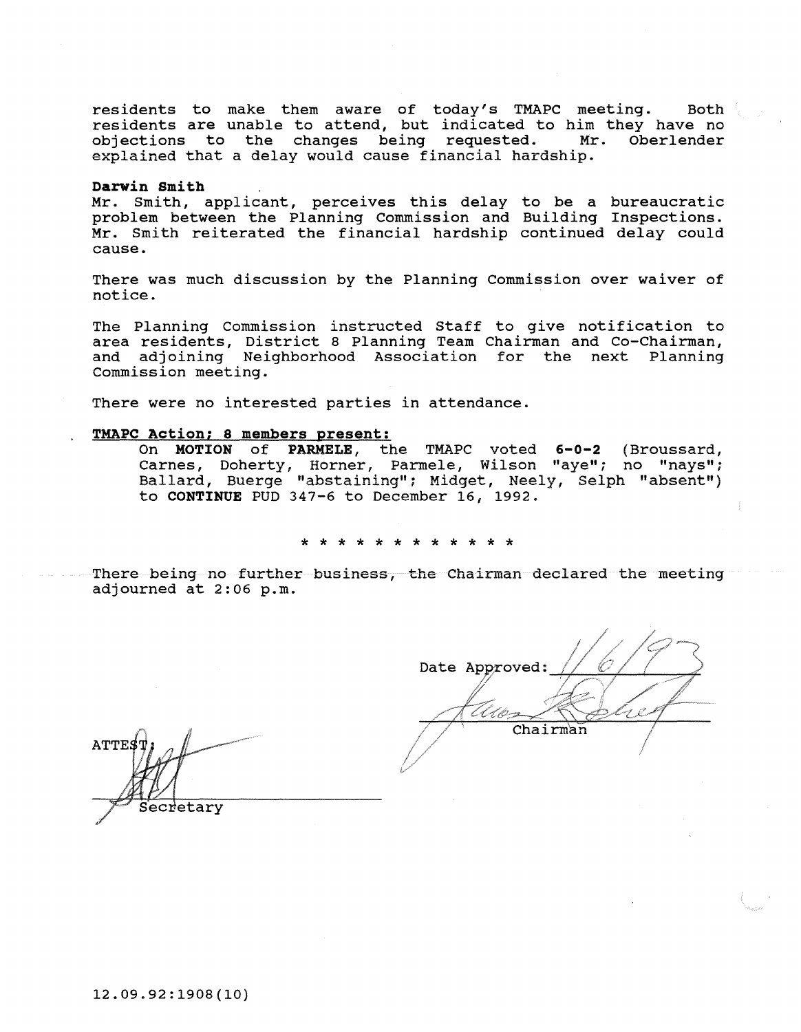residents to make them aware of today's TMAPC meeting. Both residents are unable to attend, but indicated to him they have no objections to the changes being requested. Mr. Oberlender explained that a delay would cause financial hardship.

**Darwin Smith**
Mr. Smith, applicant, perceives this delay to be a bureaucratic problem between the Planning Commission and Building Inspections. Mr. Smith reiterated the financial hardship continued delay could cause.

There was much discussion by the Planning Commission over waiver of notice.

The Planning Commission instructed Staff to give notification to area residents, District 8 Planning Team Chairman and Co-Chairman, and adjoining Neighborhood Association for the next Planning Commission meeting.

There were no interested parties in attendance.

**TMAPC Action; 8 members present:**

On **MOTION** of **PARMELE**, the TMAPC voted **6-0-2** (Broussard, Carnes, Doherty, Horner, Parmele, Wilson "aye"; no "nays"; Ballard, Buerge "abstaining"; Midget, Neely, Selph "absent") to **CONTINUE** PUD 347-6 to December 16, 1992.

\* \* \* \* \* \* \* \* \* \* \* \*

There being no further business, the Chairman declared the meeting adjourned at 2:06 p.m.

Date Approved: 1/6/93

Chairman

ATTEST:

Secretary

12.09.92:1908(10)